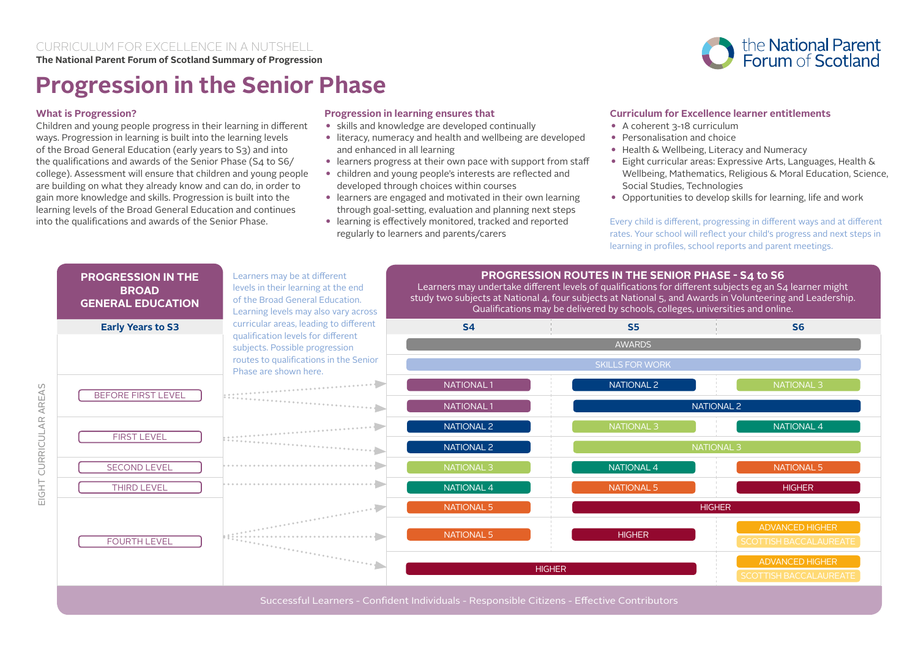CURRICULUM FOR EXCELLENCE IN A NUTSHELL

**The National Parent Forum of Scotland Summary of Progression**

the National Parent Forum of Scotland

# Progression in the Senior Phase

### What is Progression?

Children and young people progress in their learning in different ways. Progression in learning is built into the learning levels of the Broad General Education (early years to S3) and into the qualifications and awards of the Senior Phase (S4 to S6/ college). Assessment will ensure that children and young people are building on what they already know and can do, in order to gain more knowledge and skills. Progression is built into the learning levels of the Broad General Education and continues into the qualifications and awards of the Senior Phase.

### Progression in learning ensures that

- skills and knowledge are developed continually
- literacy, numeracy and health and wellbeing are developed and enhanced in all learning
- learners progress at their own pace with support from staff
- children and young people's interests are reflected and developed through choices within courses
- learners are engaged and motivated in their own learning through goal-setting, evaluation and planning next steps
- learning is effectively monitored, tracked and reported regularly to learners and parents/carers

### Curriculum for Excellence learner entitlements

- A coherent 3-18 curriculum
- Personalisation and choice
- Health & Wellbeing, Literacy and Numeracy
- Eight curricular areas: Expressive Arts, Languages, Health & Wellbeing, Mathematics, Religious & Moral Education, Science, Social Studies, Technologies
- Opportunities to develop skills for learning, life and work

Every child is different, progressing in different ways and at different rates. Your school will reflect your child's progress and next steps in learning in profiles, school reports and parent meetings.

## PROGRESSION IN THE BROAD GENERAL EDUCATION

**Early Years to S3**

Learners may be at different levels in their learning at the end of the Broad General Education. Learning levels may also vary across curricular areas, leading to different qualification levels for different subjects. Possible progression routes to qualifications in the Senior Phase are shown here.

## PROGRESSION ROUTES IN THE SENIOR PHASE - S4 to S6

Learners may undertake different levels of qualifications for different subjects eg an S4 learner might study two subjects at National 4, four subjects at National 5, and Awards in Volunteering and Leadership. Qualifications may be delivered by schools, colleges, universities and online.

EIGHT CURRICULAR AREAS

| Early Years to S3 | S4 | S5 | S6 |
|---|---|---|---|
| | AWARDS (S4–S6) | | |
| | SKILLS FOR WORK (S4–S6) | | |
| BEFORE FIRST LEVEL | NATIONAL 1 | NATIONAL 2 | NATIONAL 3 |
| BEFORE FIRST LEVEL | NATIONAL 1 | NATIONAL 2 (S5–S6) | |
| FIRST LEVEL | NATIONAL 2 | NATIONAL 3 | NATIONAL 4 |
| FIRST LEVEL | NATIONAL 2 | NATIONAL 3 (S5–S6) | |
| SECOND LEVEL | NATIONAL 3 | NATIONAL 4 | NATIONAL 5 |
| THIRD LEVEL | NATIONAL 4 | NATIONAL 5 | HIGHER |
| FOURTH LEVEL | NATIONAL 5 | HIGHER (S5–S6) | |
| FOURTH LEVEL | NATIONAL 5 | HIGHER | ADVANCED HIGHER / SCOTTISH BACCALAUREATE |
| FOURTH LEVEL | HIGHER (S4–S5) | | ADVANCED HIGHER / SCOTTISH BACCALAUREATE |

Successful Learners - Confident Individuals - Responsible Citizens - Effective Contributors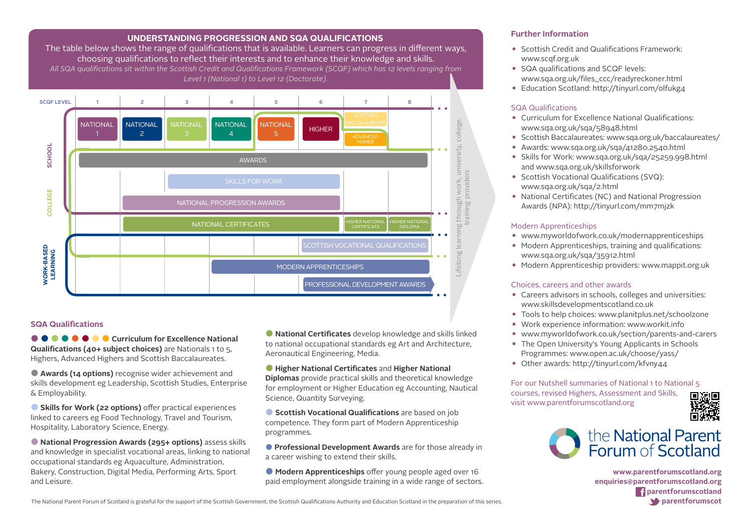## UNDERSTANDING PROGRESSION AND SQA QUALIFICATIONS

The table below shows the range of qualifications that is available. Learners can progress in different ways, choosing qualifications to reflect their interests and to enhance their knowledge and skills.

*All SQA qualifications sit within the Scottish Credit and Qualifications Framework (SCQF) which has 12 levels ranging from Level 1 (National 1) to Level 12 (Doctorate).*

SCQF LEVEL 1 2 3 4 5 6 7 8

SCHOOL

COLLEGE

WORK-BASED LEARNING

NATIONAL 1
NATIONAL 2
NATIONAL 3
NATIONAL 4
NATIONAL 5
HIGHER
SCOTTISH BACCALAUREATE
ADVANCED HIGHER
AWARDS
SKILLS FOR WORK
NATIONAL PROGRESSION AWARDS
NATIONAL CERTIFICATES
HIGHER NATIONAL CERTIFICATE
HIGHER NATIONAL DIPLOMA
SCOTTISH VOCATIONAL QUALIFICATIONS
MODERN APPRENTICESHIPS
PROFESSIONAL DEVELOPMENT AWARDS

Lifelong learning through work, university, college, training providers

## SQA Qualifications

**Curriculum for Excellence National Qualifications (40+ subject choices)** are Nationals 1 to 5, Highers, Advanced Highers and Scottish Baccalaureates.

**Awards (14 options)** recognise wider achievement and skills development eg Leadership, Scottish Studies, Enterprise & Employability.

**Skills for Work (22 options)** offer practical experiences linked to careers eg Food Technology, Travel and Tourism, Hospitality, Laboratory Science, Energy.

**National Progression Awards (295+ options)** assess skills and knowledge in specialist vocational areas, linking to national occupational standards eg Aquaculture, Administration, Bakery, Construction, Digital Media, Performing Arts, Sport and Leisure.

**National Certificates** develop knowledge and skills linked to national occupational standards eg Art and Architecture, Aeronautical Engineering, Media.

**Higher National Certificates** and **Higher National Diplomas** provide practical skills and theoretical knowledge for employment or Higher Education eg Accounting, Nautical Science, Quantity Surveying.

**Scottish Vocational Qualifications** are based on job competence. They form part of Modern Apprenticeship programmes.

**Professional Development Awards** are for those already in a career wishing to extend their skills.

**Modern Apprenticeships** offer young people aged over 16 paid employment alongside training in a wide range of sectors.

## Further Information

- Scottish Credit and Qualifications Framework: www.scqf.org.uk
- SQA qualifications and SCQF levels: www.sqa.org.uk/files_ccc/readyreckoner.html
- Education Scotland: http://tinyurl.com/olfukg4

### SQA Qualifications

- Curriculum for Excellence National Qualifications: www.sqa.org.uk/sqa/58948.html
- Scottish Baccalaureates: www.sqa.org.uk/baccalaureates/
- Awards: www.sqa.org.uk/sqa/41280.2540.html
- Skills for Work: www.sqa.org.uk/sqa/25259.998.html and www.sqa.org.uk/skillsforwork
- Scottish Vocational Qualifications (SVQ): www.sqa.org.uk/sqa/2.html
- National Certificates (NC) and National Progression Awards (NPA): http://tinyurl.com/mm7mjzk

### Modern Apprenticeships

- www.myworldofwork.co.uk/modernapprenticeships
- Modern Apprenticeships, training and qualifications: www.sqa.org.uk/sqa/35912.html
- Modern Apprenticeship providers: www.mappit.org.uk

### Choices, careers and other awards

- Careers advisors in schools, colleges and universities: www.skillsdevelopmentscotland.co.uk
- Tools to help choices: www.planitplus.net/schoolzone
- Work experience information: www.workit.info
- www.myworldofwork.co.uk/section/parents-and-carers
- The Open University's Young Applicants in Schools Programmes: www.open.ac.uk/choose/yass/
- Other awards: http://tinyurl.com/kfvny44

For our Nutshell summaries of National 1 to National 5 courses, revised Highers, Assessment and Skills, visit www.parentforumscotland.org

the National Parent Forum of Scotland

**www.parentforumscotland.org**
**enquiries@parentforumscotland.org**
**parentforumscotland**
**parentforumscot**

The National Parent Forum of Scotland is grateful for the support of the Scottish Government, the Scottish Qualifications Authority and Education Scotland in the preparation of this series.